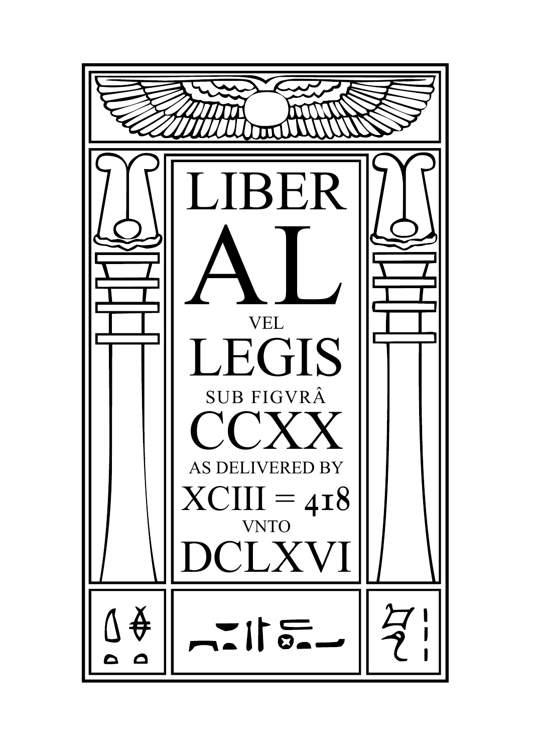# LIBER
# AL
VEL
# LEGIS
SUB FIGVRÂ
# CCXX
AS DELIVERED BY
## XCIII = 418
VNTO
# DCLXVI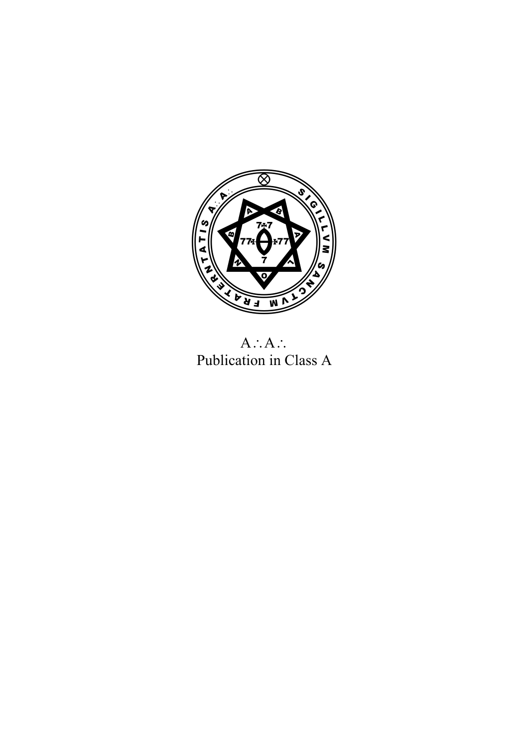A∴A∴
Publication in Class A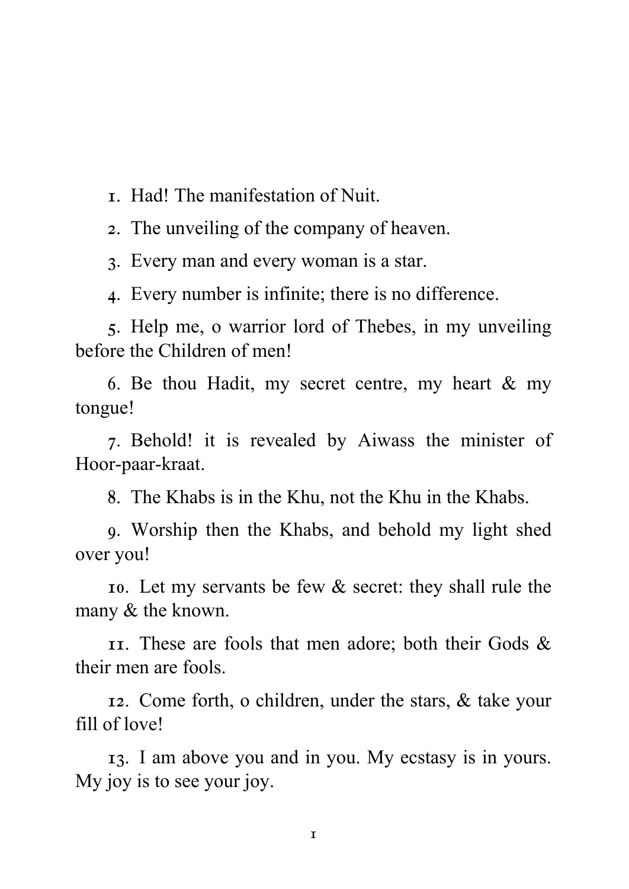1. Had! The manifestation of Nuit.

2. The unveiling of the company of heaven.

3. Every man and every woman is a star.

4. Every number is infinite; there is no difference.

5. Help me, o warrior lord of Thebes, in my unveiling before the Children of men!

6. Be thou Hadit, my secret centre, my heart & my tongue!

7. Behold! it is revealed by Aiwass the minister of Hoor-paar-kraat.

8. The Khabs is in the Khu, not the Khu in the Khabs.

9. Worship then the Khabs, and behold my light shed over you!

10. Let my servants be few & secret: they shall rule the many & the known.

11. These are fools that men adore; both their Gods & their men are fools.

12. Come forth, o children, under the stars, & take your fill of love!

13. I am above you and in you. My ecstasy is in yours. My joy is to see your joy.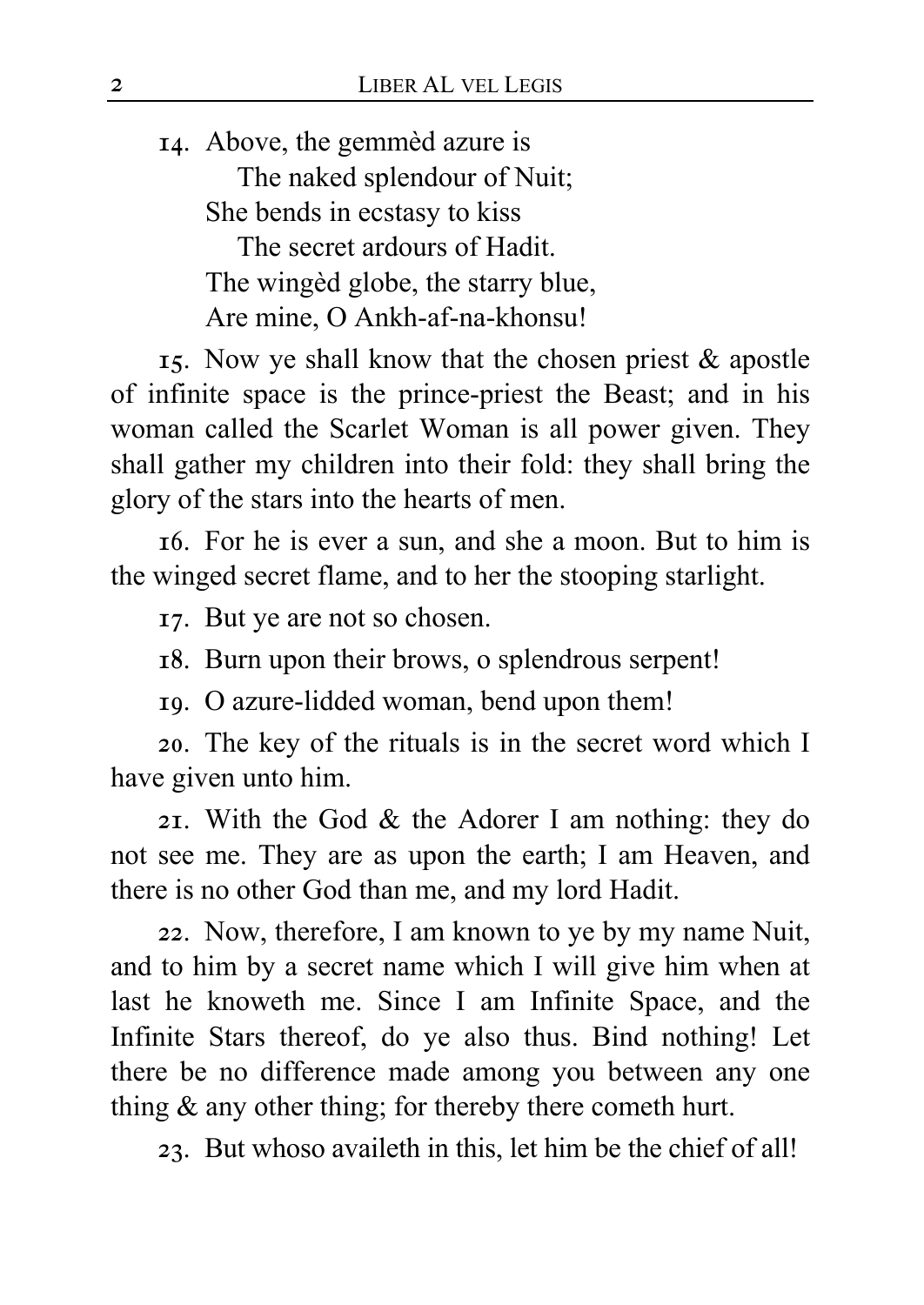14. Above, the gemmèd azure is
    The naked splendour of Nuit;
She bends in ecstasy to kiss
    The secret ardours of Hadit.
The wingèd globe, the starry blue,
Are mine, O Ankh-af-na-khonsu!

15. Now ye shall know that the chosen priest & apostle of infinite space is the prince-priest the Beast; and in his woman called the Scarlet Woman is all power given. They shall gather my children into their fold: they shall bring the glory of the stars into the hearts of men.

16. For he is ever a sun, and she a moon. But to him is the winged secret flame, and to her the stooping starlight.

17. But ye are not so chosen.

18. Burn upon their brows, o splendrous serpent!

19. O azure-lidded woman, bend upon them!

20. The key of the rituals is in the secret word which I have given unto him.

21. With the God & the Adorer I am nothing: they do not see me. They are as upon the earth; I am Heaven, and there is no other God than me, and my lord Hadit.

22. Now, therefore, I am known to ye by my name Nuit, and to him by a secret name which I will give him when at last he knoweth me. Since I am Infinite Space, and the Infinite Stars thereof, do ye also thus. Bind nothing! Let there be no difference made among you between any one thing & any other thing; for thereby there cometh hurt.

23. But whoso availeth in this, let him be the chief of all!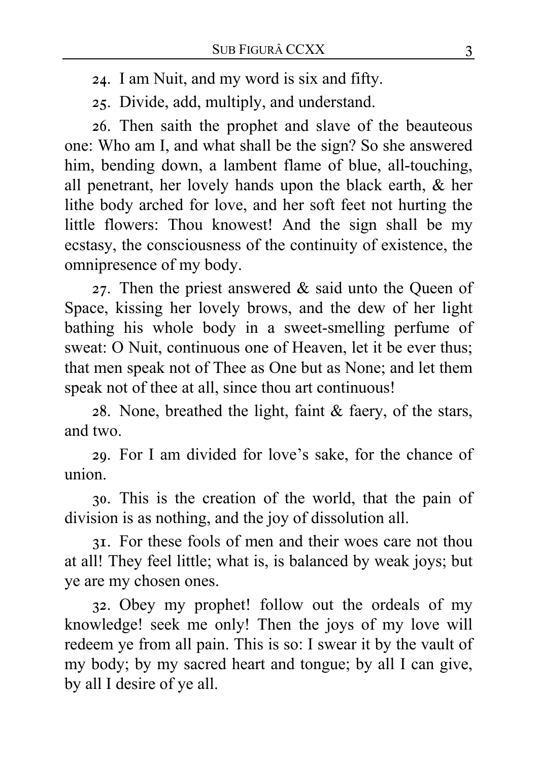24. I am Nuit, and my word is six and fifty.

25. Divide, add, multiply, and understand.

26. Then saith the prophet and slave of the beauteous one: Who am I, and what shall be the sign? So she answered him, bending down, a lambent flame of blue, all-touching, all penetrant, her lovely hands upon the black earth, & her lithe body arched for love, and her soft feet not hurting the little flowers: Thou knowest! And the sign shall be my ecstasy, the consciousness of the continuity of existence, the omnipresence of my body.

27. Then the priest answered & said unto the Queen of Space, kissing her lovely brows, and the dew of her light bathing his whole body in a sweet-smelling perfume of sweat: O Nuit, continuous one of Heaven, let it be ever thus; that men speak not of Thee as One but as None; and let them speak not of thee at all, since thou art continuous!

28. None, breathed the light, faint & faery, of the stars, and two.

29. For I am divided for love's sake, for the chance of union.

30. This is the creation of the world, that the pain of division is as nothing, and the joy of dissolution all.

31. For these fools of men and their woes care not thou at all! They feel little; what is, is balanced by weak joys; but ye are my chosen ones.

32. Obey my prophet! follow out the ordeals of my knowledge! seek me only! Then the joys of my love will redeem ye from all pain. This is so: I swear it by the vault of my body; by my sacred heart and tongue; by all I can give, by all I desire of ye all.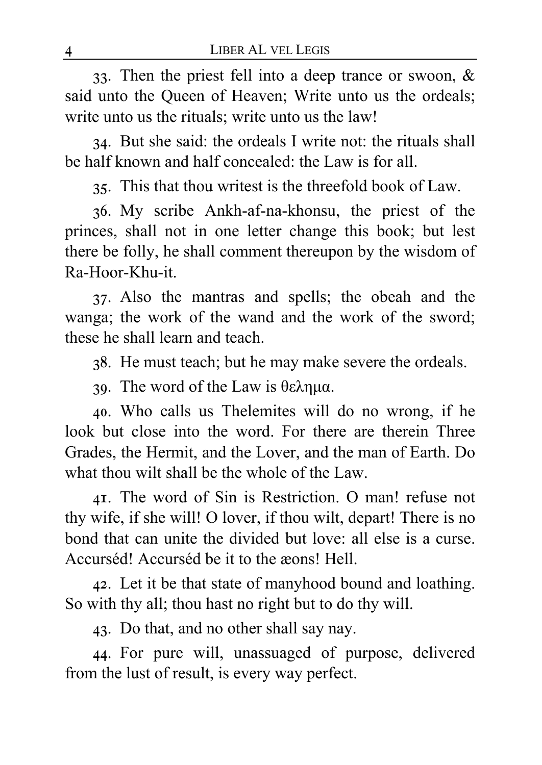33. Then the priest fell into a deep trance or swoon, & said unto the Queen of Heaven; Write unto us the ordeals; write unto us the rituals; write unto us the law!

34. But she said: the ordeals I write not: the rituals shall be half known and half concealed: the Law is for all.

35. This that thou writest is the threefold book of Law.

36. My scribe Ankh-af-na-khonsu, the priest of the princes, shall not in one letter change this book; but lest there be folly, he shall comment thereupon by the wisdom of Ra-Hoor-Khu-it.

37. Also the mantras and spells; the obeah and the wanga; the work of the wand and the work of the sword; these he shall learn and teach.

38. He must teach; but he may make severe the ordeals.

39. The word of the Law is θελημα.

40. Who calls us Thelemites will do no wrong, if he look but close into the word. For there are therein Three Grades, the Hermit, and the Lover, and the man of Earth. Do what thou wilt shall be the whole of the Law.

41. The word of Sin is Restriction. O man! refuse not thy wife, if she will! O lover, if thou wilt, depart! There is no bond that can unite the divided but love: all else is a curse. Accurséd! Accurséd be it to the æons! Hell.

42. Let it be that state of manyhood bound and loathing. So with thy all; thou hast no right but to do thy will.

43. Do that, and no other shall say nay.

44. For pure will, unassuaged of purpose, delivered from the lust of result, is every way perfect.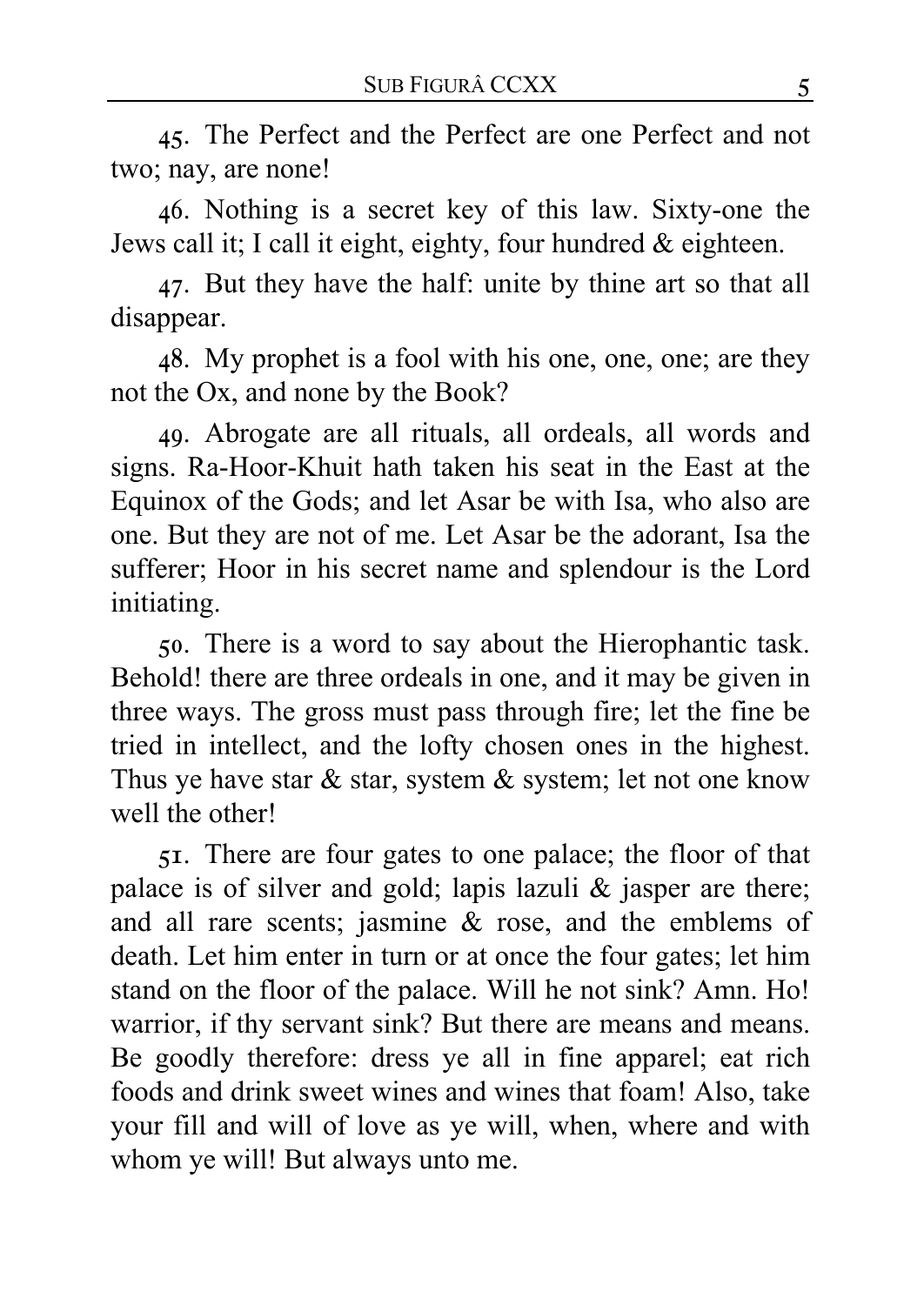45. The Perfect and the Perfect are one Perfect and not two; nay, are none!

46. Nothing is a secret key of this law. Sixty-one the Jews call it; I call it eight, eighty, four hundred & eighteen.

47. But they have the half: unite by thine art so that all disappear.

48. My prophet is a fool with his one, one, one; are they not the Ox, and none by the Book?

49. Abrogate are all rituals, all ordeals, all words and signs. Ra-Hoor-Khuit hath taken his seat in the East at the Equinox of the Gods; and let Asar be with Isa, who also are one. But they are not of me. Let Asar be the adorant, Isa the sufferer; Hoor in his secret name and splendour is the Lord initiating.

50. There is a word to say about the Hierophantic task. Behold! there are three ordeals in one, and it may be given in three ways. The gross must pass through fire; let the fine be tried in intellect, and the lofty chosen ones in the highest. Thus ye have star & star, system & system; let not one know well the other!

51. There are four gates to one palace; the floor of that palace is of silver and gold; lapis lazuli & jasper are there; and all rare scents; jasmine & rose, and the emblems of death. Let him enter in turn or at once the four gates; let him stand on the floor of the palace. Will he not sink? Amn. Ho! warrior, if thy servant sink? But there are means and means. Be goodly therefore: dress ye all in fine apparel; eat rich foods and drink sweet wines and wines that foam! Also, take your fill and will of love as ye will, when, where and with whom ye will! But always unto me.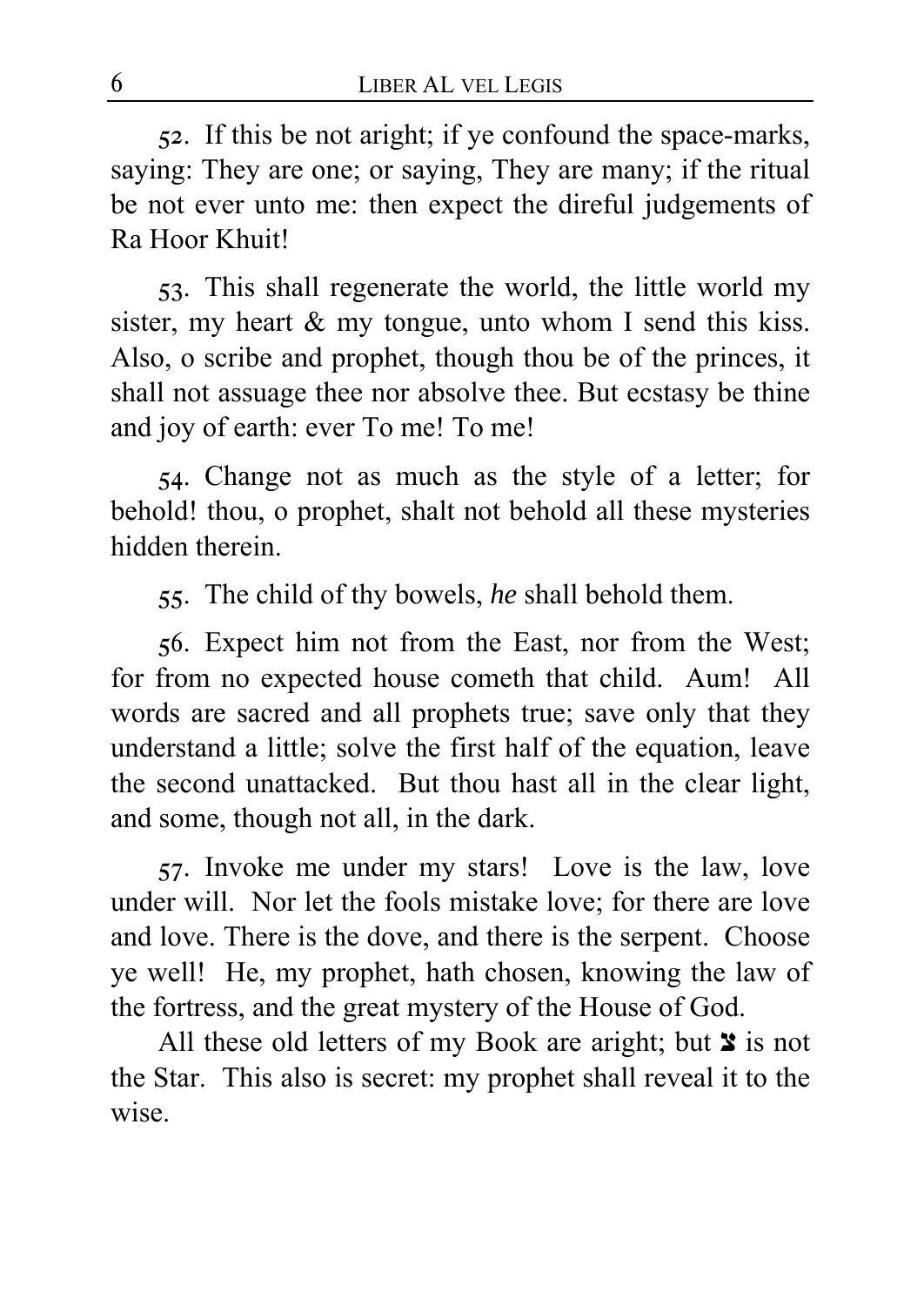52. If this be not aright; if ye confound the space-marks, saying: They are one; or saying, They are many; if the ritual be not ever unto me: then expect the direful judgements of Ra Hoor Khuit!

53. This shall regenerate the world, the little world my sister, my heart & my tongue, unto whom I send this kiss. Also, o scribe and prophet, though thou be of the princes, it shall not assuage thee nor absolve thee. But ecstasy be thine and joy of earth: ever To me! To me!

54. Change not as much as the style of a letter; for behold! thou, o prophet, shalt not behold all these mysteries hidden therein.

55. The child of thy bowels, *he* shall behold them.

56. Expect him not from the East, nor from the West; for from no expected house cometh that child. Aum! All words are sacred and all prophets true; save only that they understand a little; solve the first half of the equation, leave the second unattacked. But thou hast all in the clear light, and some, though not all, in the dark.

57. Invoke me under my stars! Love is the law, love under will. Nor let the fools mistake love; for there are love and love. There is the dove, and there is the serpent. Choose ye well! He, my prophet, hath chosen, knowing the law of the fortress, and the great mystery of the House of God.

All these old letters of my Book are aright; but צ is not the Star. This also is secret: my prophet shall reveal it to the wise.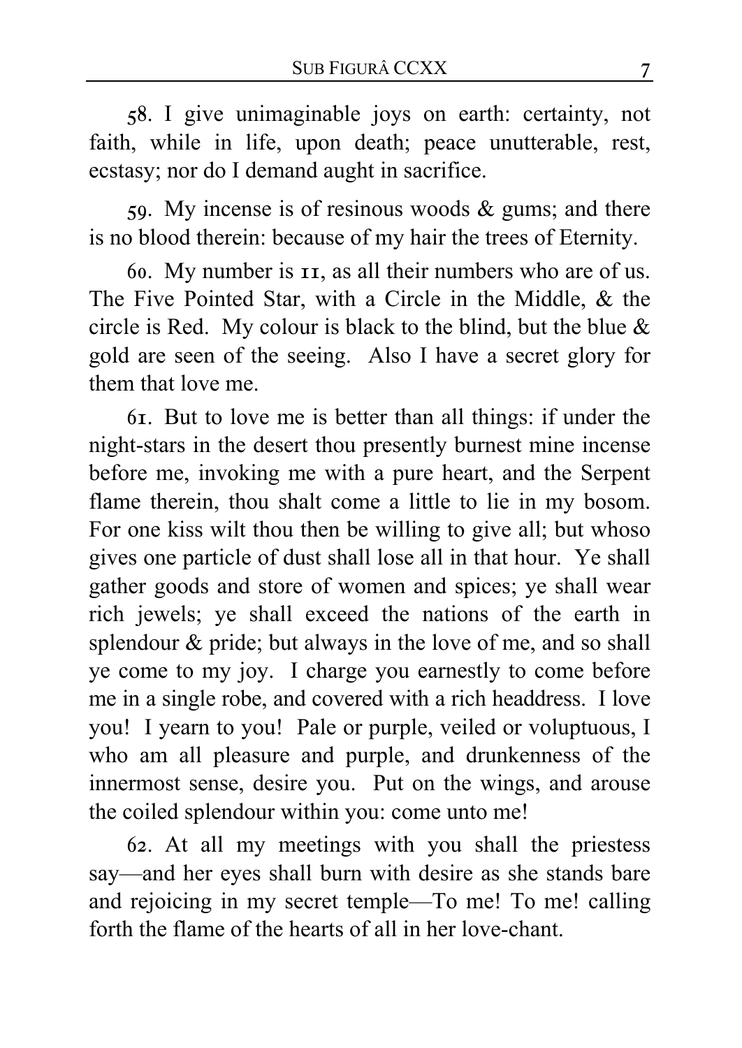58. I give unimaginable joys on earth: certainty, not faith, while in life, upon death; peace unutterable, rest, ecstasy; nor do I demand aught in sacrifice.

59. My incense is of resinous woods & gums; and there is no blood therein: because of my hair the trees of Eternity.

60. My number is 11, as all their numbers who are of us. The Five Pointed Star, with a Circle in the Middle, & the circle is Red. My colour is black to the blind, but the blue & gold are seen of the seeing. Also I have a secret glory for them that love me.

61. But to love me is better than all things: if under the night-stars in the desert thou presently burnest mine incense before me, invoking me with a pure heart, and the Serpent flame therein, thou shalt come a little to lie in my bosom. For one kiss wilt thou then be willing to give all; but whoso gives one particle of dust shall lose all in that hour. Ye shall gather goods and store of women and spices; ye shall wear rich jewels; ye shall exceed the nations of the earth in splendour & pride; but always in the love of me, and so shall ye come to my joy. I charge you earnestly to come before me in a single robe, and covered with a rich headdress. I love you! I yearn to you! Pale or purple, veiled or voluptuous, I who am all pleasure and purple, and drunkenness of the innermost sense, desire you. Put on the wings, and arouse the coiled splendour within you: come unto me!

62. At all my meetings with you shall the priestess say—and her eyes shall burn with desire as she stands bare and rejoicing in my secret temple—To me! To me! calling forth the flame of the hearts of all in her love-chant.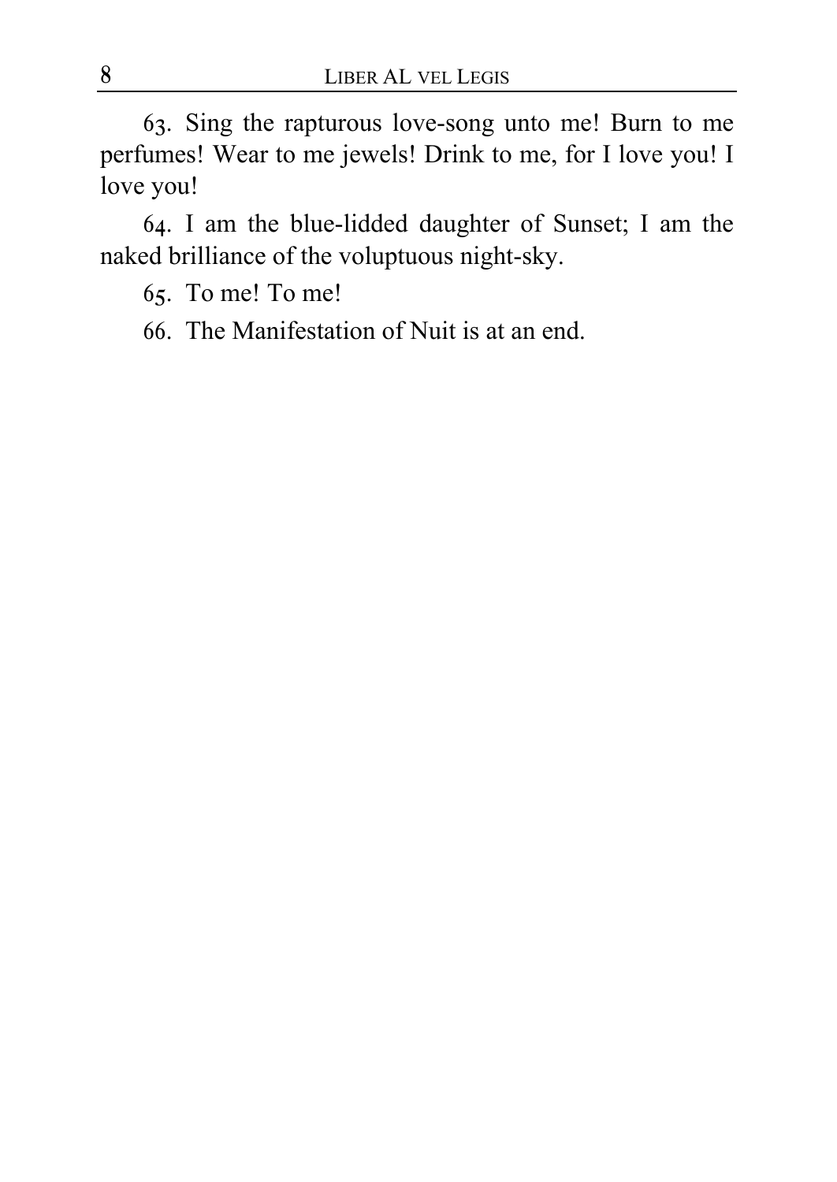63. Sing the rapturous love-song unto me! Burn to me perfumes! Wear to me jewels! Drink to me, for I love you! I love you!

64. I am the blue-lidded daughter of Sunset; I am the naked brilliance of the voluptuous night-sky.

65. To me! To me!

66. The Manifestation of Nuit is at an end.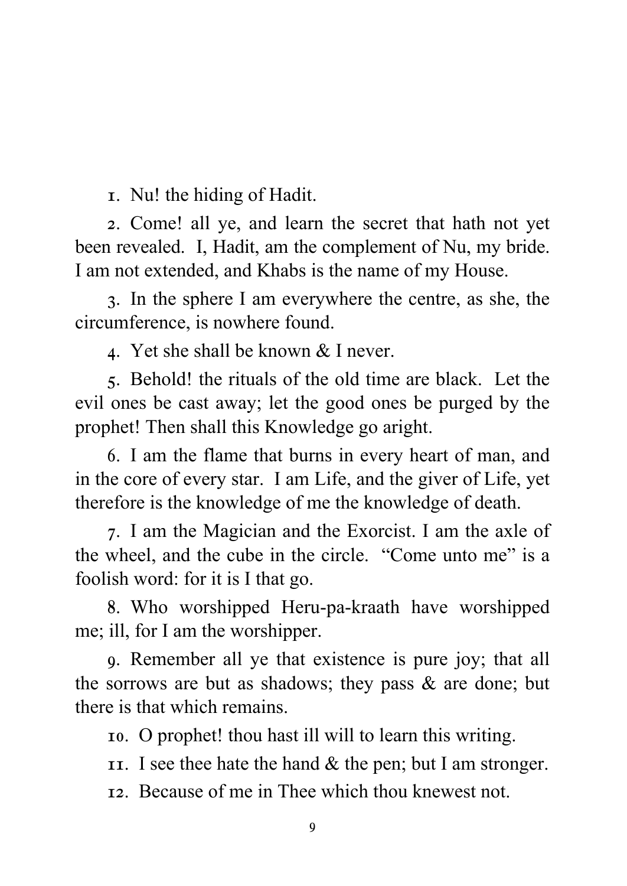1. Nu! the hiding of Hadit.

2. Come! all ye, and learn the secret that hath not yet been revealed. I, Hadit, am the complement of Nu, my bride. I am not extended, and Khabs is the name of my House.

3. In the sphere I am everywhere the centre, as she, the circumference, is nowhere found.

4. Yet she shall be known & I never.

5. Behold! the rituals of the old time are black. Let the evil ones be cast away; let the good ones be purged by the prophet! Then shall this Knowledge go aright.

6. I am the flame that burns in every heart of man, and in the core of every star. I am Life, and the giver of Life, yet therefore is the knowledge of me the knowledge of death.

7. I am the Magician and the Exorcist. I am the axle of the wheel, and the cube in the circle. "Come unto me" is a foolish word: for it is I that go.

8. Who worshipped Heru-pa-kraath have worshipped me; ill, for I am the worshipper.

9. Remember all ye that existence is pure joy; that all the sorrows are but as shadows; they pass & are done; but there is that which remains.

10. O prophet! thou hast ill will to learn this writing.

11. I see thee hate the hand & the pen; but I am stronger.

12. Because of me in Thee which thou knewest not.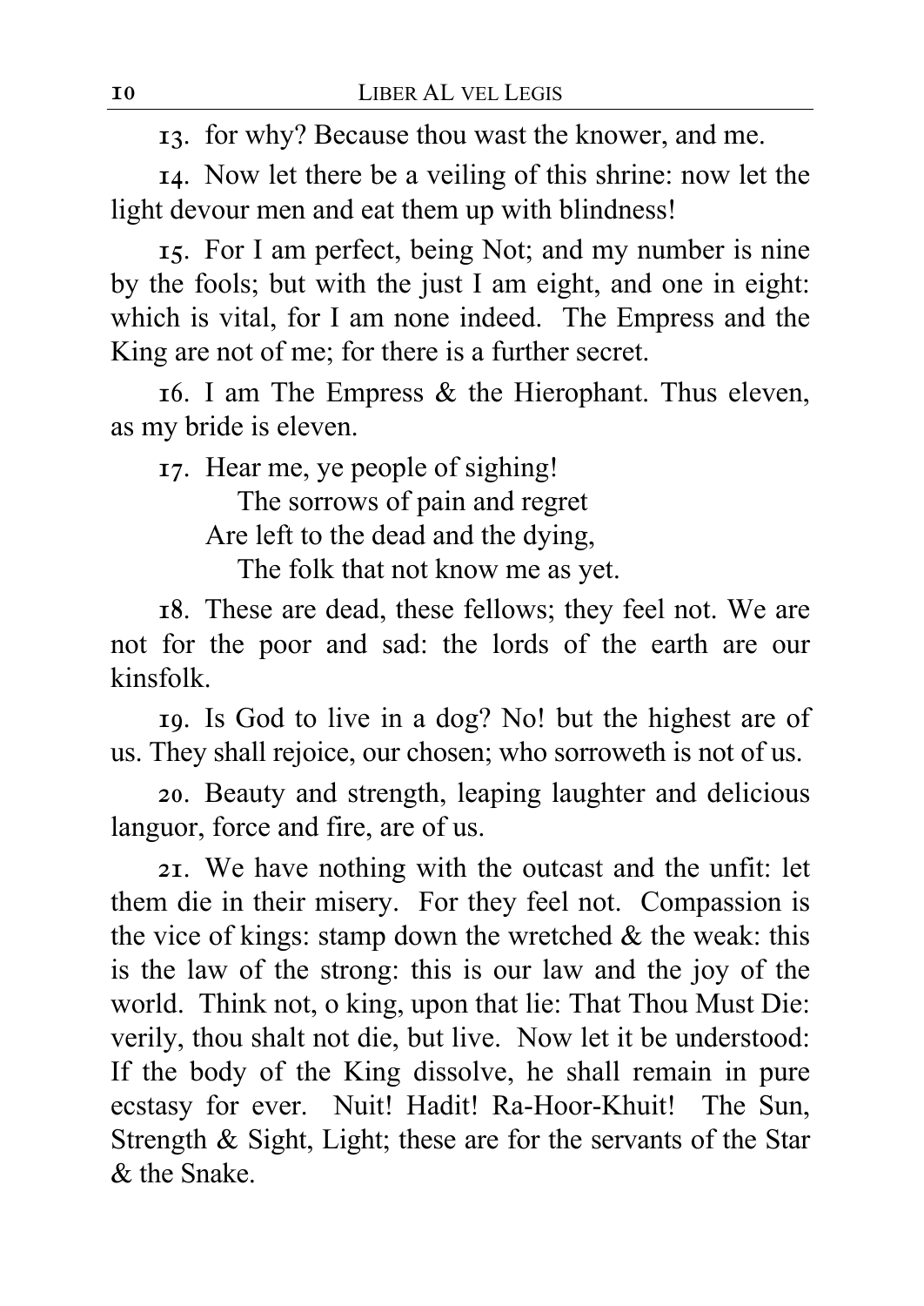13. for why? Because thou wast the knower, and me.

14. Now let there be a veiling of this shrine: now let the light devour men and eat them up with blindness!

15. For I am perfect, being Not; and my number is nine by the fools; but with the just I am eight, and one in eight: which is vital, for I am none indeed. The Empress and the King are not of me; for there is a further secret.

16. I am The Empress & the Hierophant. Thus eleven, as my bride is eleven.

17. Hear me, ye people of sighing!  
    The sorrows of pain and regret  
Are left to the dead and the dying,  
    The folk that not know me as yet.

18. These are dead, these fellows; they feel not. We are not for the poor and sad: the lords of the earth are our kinsfolk.

19. Is God to live in a dog? No! but the highest are of us. They shall rejoice, our chosen; who sorroweth is not of us.

20. Beauty and strength, leaping laughter and delicious languor, force and fire, are of us.

21. We have nothing with the outcast and the unfit: let them die in their misery. For they feel not. Compassion is the vice of kings: stamp down the wretched & the weak: this is the law of the strong: this is our law and the joy of the world. Think not, o king, upon that lie: That Thou Must Die: verily, thou shalt not die, but live. Now let it be understood: If the body of the King dissolve, he shall remain in pure ecstasy for ever. Nuit! Hadit! Ra-Hoor-Khuit! The Sun, Strength & Sight, Light; these are for the servants of the Star & the Snake.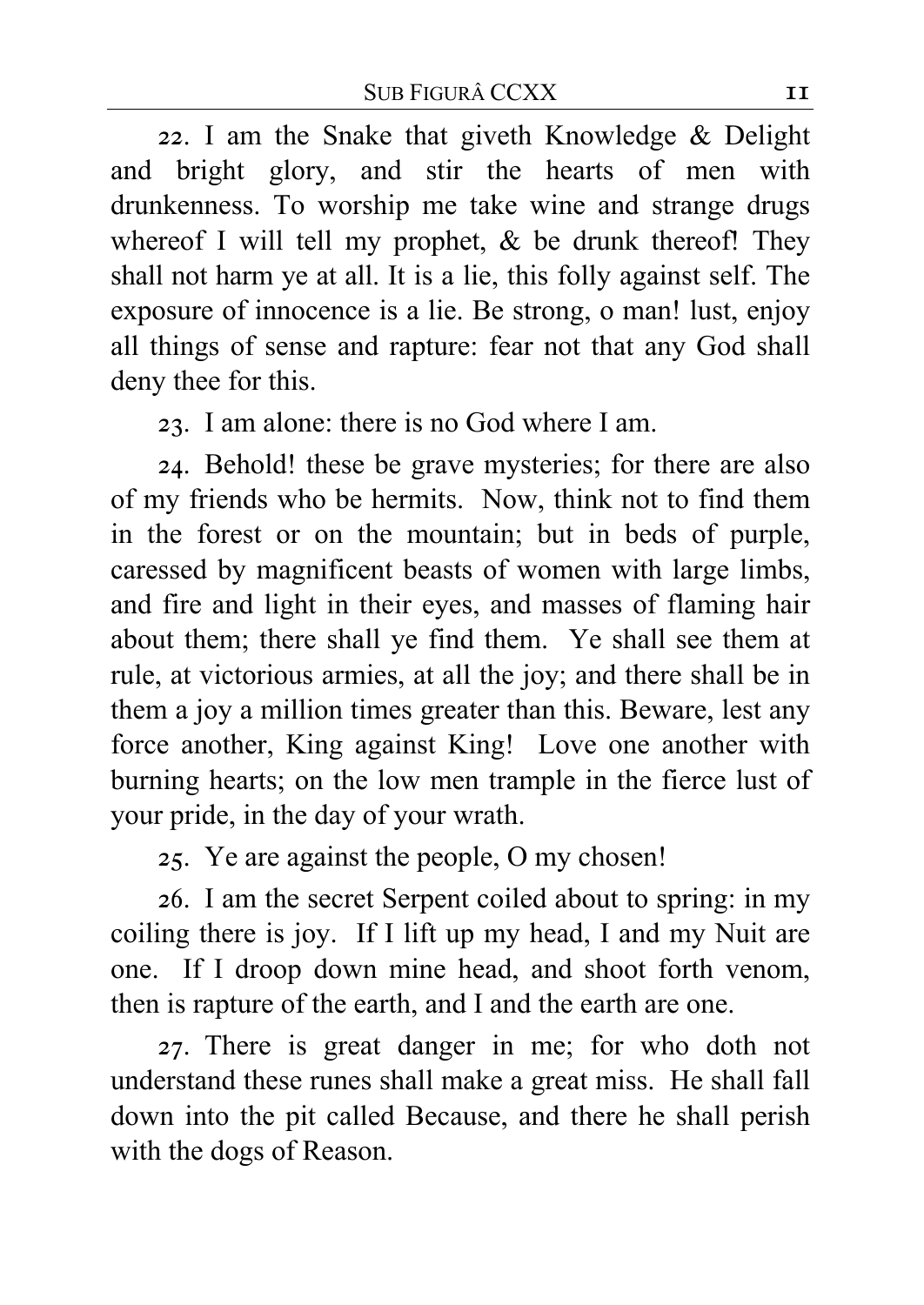22. I am the Snake that giveth Knowledge & Delight and bright glory, and stir the hearts of men with drunkenness. To worship me take wine and strange drugs whereof I will tell my prophet, & be drunk thereof! They shall not harm ye at all. It is a lie, this folly against self. The exposure of innocence is a lie. Be strong, o man! lust, enjoy all things of sense and rapture: fear not that any God shall deny thee for this.

23. I am alone: there is no God where I am.

24. Behold! these be grave mysteries; for there are also of my friends who be hermits. Now, think not to find them in the forest or on the mountain; but in beds of purple, caressed by magnificent beasts of women with large limbs, and fire and light in their eyes, and masses of flaming hair about them; there shall ye find them. Ye shall see them at rule, at victorious armies, at all the joy; and there shall be in them a joy a million times greater than this. Beware, lest any force another, King against King! Love one another with burning hearts; on the low men trample in the fierce lust of your pride, in the day of your wrath.

25. Ye are against the people, O my chosen!

26. I am the secret Serpent coiled about to spring: in my coiling there is joy. If I lift up my head, I and my Nuit are one. If I droop down mine head, and shoot forth venom, then is rapture of the earth, and I and the earth are one.

27. There is great danger in me; for who doth not understand these runes shall make a great miss. He shall fall down into the pit called Because, and there he shall perish with the dogs of Reason.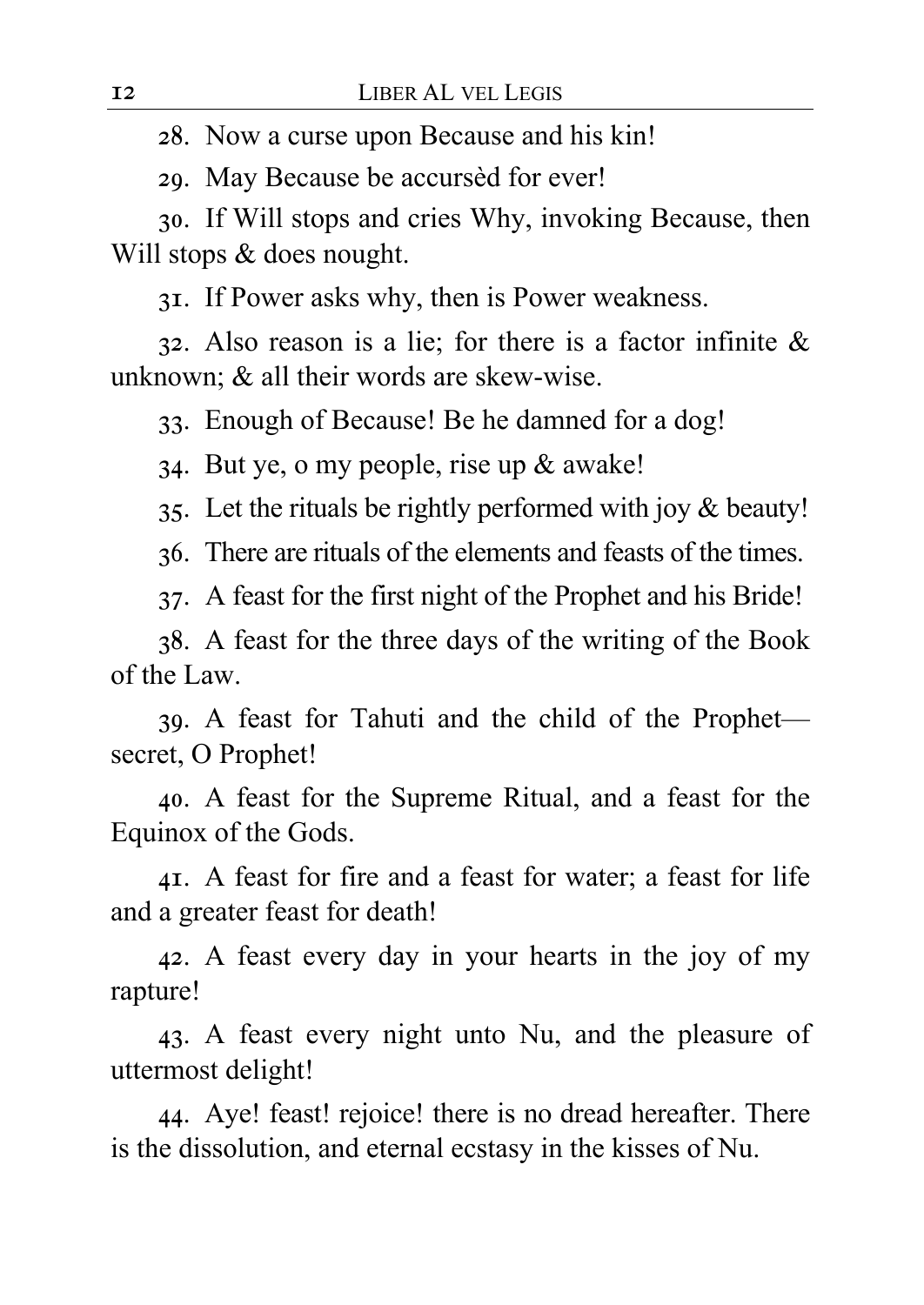28. Now a curse upon Because and his kin!

29. May Because be accursèd for ever!

30. If Will stops and cries Why, invoking Because, then Will stops & does nought.

31. If Power asks why, then is Power weakness.

32. Also reason is a lie; for there is a factor infinite & unknown; & all their words are skew-wise.

33. Enough of Because! Be he damned for a dog!

34. But ye, o my people, rise up & awake!

35. Let the rituals be rightly performed with joy & beauty!

36. There are rituals of the elements and feasts of the times.

37. A feast for the first night of the Prophet and his Bride!

38. A feast for the three days of the writing of the Book of the Law.

39. A feast for Tahuti and the child of the Prophet—secret, O Prophet!

40. A feast for the Supreme Ritual, and a feast for the Equinox of the Gods.

41. A feast for fire and a feast for water; a feast for life and a greater feast for death!

42. A feast every day in your hearts in the joy of my rapture!

43. A feast every night unto Nu, and the pleasure of uttermost delight!

44. Aye! feast! rejoice! there is no dread hereafter. There is the dissolution, and eternal ecstasy in the kisses of Nu.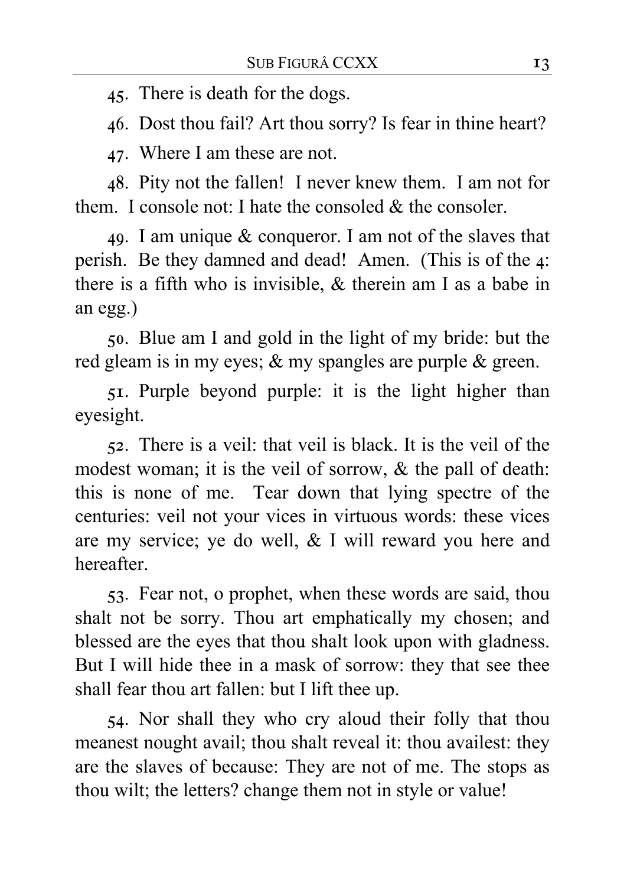45. There is death for the dogs.

46. Dost thou fail? Art thou sorry? Is fear in thine heart?

47. Where I am these are not.

48. Pity not the fallen! I never knew them. I am not for them. I console not: I hate the consoled & the consoler.

49. I am unique & conqueror. I am not of the slaves that perish. Be they damned and dead! Amen. (This is of the 4: there is a fifth who is invisible, & therein am I as a babe in an egg.)

50. Blue am I and gold in the light of my bride: but the red gleam is in my eyes; & my spangles are purple & green.

51. Purple beyond purple: it is the light higher than eyesight.

52. There is a veil: that veil is black. It is the veil of the modest woman; it is the veil of sorrow, & the pall of death: this is none of me. Tear down that lying spectre of the centuries: veil not your vices in virtuous words: these vices are my service; ye do well, & I will reward you here and hereafter.

53. Fear not, o prophet, when these words are said, thou shalt not be sorry. Thou art emphatically my chosen; and blessed are the eyes that thou shalt look upon with gladness. But I will hide thee in a mask of sorrow: they that see thee shall fear thou art fallen: but I lift thee up.

54. Nor shall they who cry aloud their folly that thou meanest nought avail; thou shalt reveal it: thou availest: they are the slaves of because: They are not of me. The stops as thou wilt; the letters? change them not in style or value!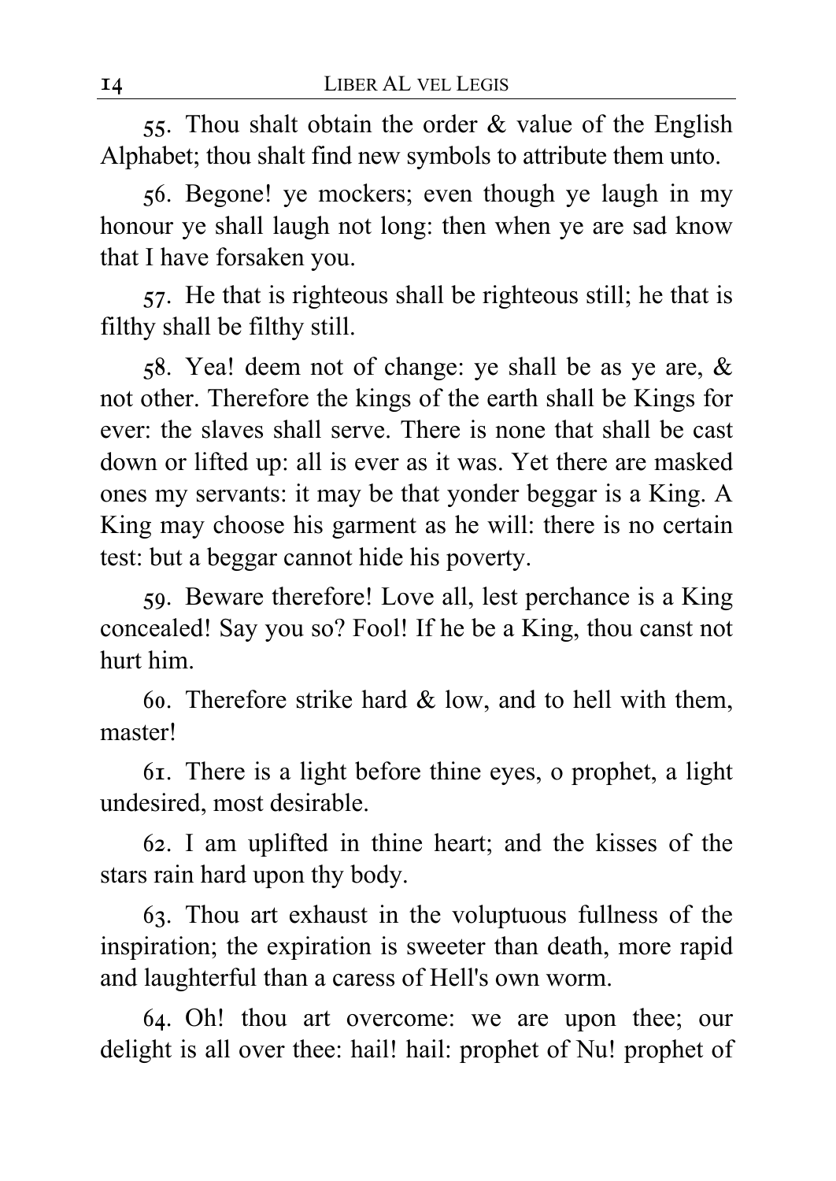55. Thou shalt obtain the order & value of the English Alphabet; thou shalt find new symbols to attribute them unto.

56. Begone! ye mockers; even though ye laugh in my honour ye shall laugh not long: then when ye are sad know that I have forsaken you.

57. He that is righteous shall be righteous still; he that is filthy shall be filthy still.

58. Yea! deem not of change: ye shall be as ye are, & not other. Therefore the kings of the earth shall be Kings for ever: the slaves shall serve. There is none that shall be cast down or lifted up: all is ever as it was. Yet there are masked ones my servants: it may be that yonder beggar is a King. A King may choose his garment as he will: there is no certain test: but a beggar cannot hide his poverty.

59. Beware therefore! Love all, lest perchance is a King concealed! Say you so? Fool! If he be a King, thou canst not hurt him.

60. Therefore strike hard & low, and to hell with them, master!

61. There is a light before thine eyes, o prophet, a light undesired, most desirable.

62. I am uplifted in thine heart; and the kisses of the stars rain hard upon thy body.

63. Thou art exhaust in the voluptuous fullness of the inspiration; the expiration is sweeter than death, more rapid and laughterful than a caress of Hell's own worm.

64. Oh! thou art overcome: we are upon thee; our delight is all over thee: hail! hail: prophet of Nu! prophet of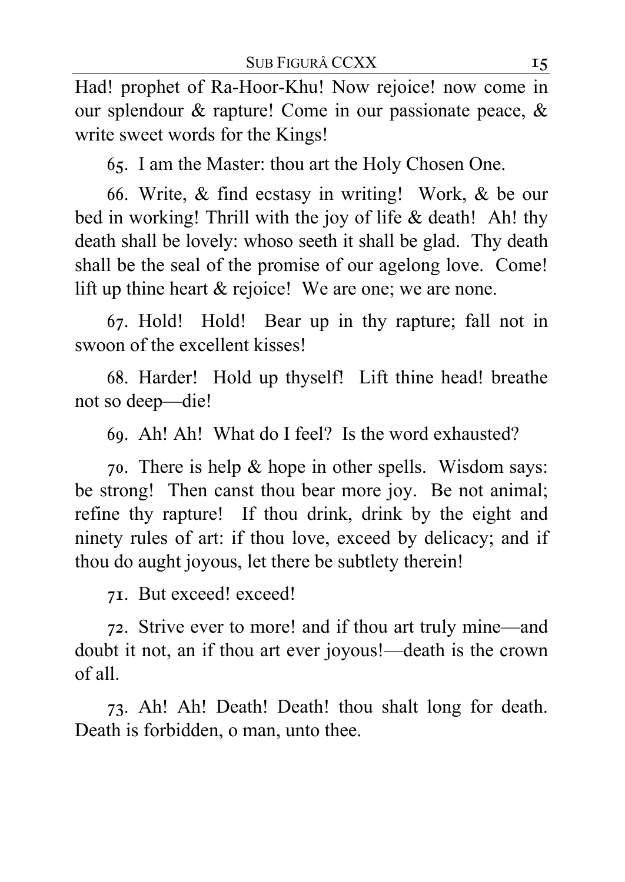Had! prophet of Ra-Hoor-Khu! Now rejoice! now come in our splendour & rapture! Come in our passionate peace, & write sweet words for the Kings!

65. I am the Master: thou art the Holy Chosen One.

66. Write, & find ecstasy in writing! Work, & be our bed in working! Thrill with the joy of life & death! Ah! thy death shall be lovely: whoso seeth it shall be glad. Thy death shall be the seal of the promise of our agelong love. Come! lift up thine heart & rejoice! We are one; we are none.

67. Hold! Hold! Bear up in thy rapture; fall not in swoon of the excellent kisses!

68. Harder! Hold up thyself! Lift thine head! breathe not so deep—die!

69. Ah! Ah! What do I feel? Is the word exhausted?

70. There is help & hope in other spells. Wisdom says: be strong! Then canst thou bear more joy. Be not animal; refine thy rapture! If thou drink, drink by the eight and ninety rules of art: if thou love, exceed by delicacy; and if thou do aught joyous, let there be subtlety therein!

71. But exceed! exceed!

72. Strive ever to more! and if thou art truly mine—and doubt it not, an if thou art ever joyous!—death is the crown of all.

73. Ah! Ah! Death! Death! thou shalt long for death. Death is forbidden, o man, unto thee.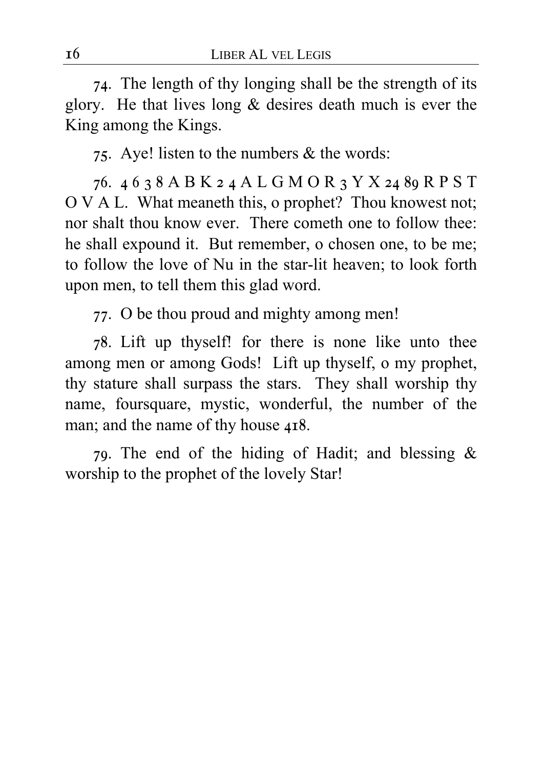74. The length of thy longing shall be the strength of its glory. He that lives long & desires death much is ever the King among the Kings.

75. Aye! listen to the numbers & the words:

76. 4 6 3 8 A B K 2 4 A L G M O R 3 Y X 24 89 R P S T O V A L. What meaneth this, o prophet? Thou knowest not; nor shalt thou know ever. There cometh one to follow thee: he shall expound it. But remember, o chosen one, to be me; to follow the love of Nu in the star-lit heaven; to look forth upon men, to tell them this glad word.

77. O be thou proud and mighty among men!

78. Lift up thyself! for there is none like unto thee among men or among Gods! Lift up thyself, o my prophet, thy stature shall surpass the stars. They shall worship thy name, foursquare, mystic, wonderful, the number of the man; and the name of thy house 418.

79. The end of the hiding of Hadit; and blessing & worship to the prophet of the lovely Star!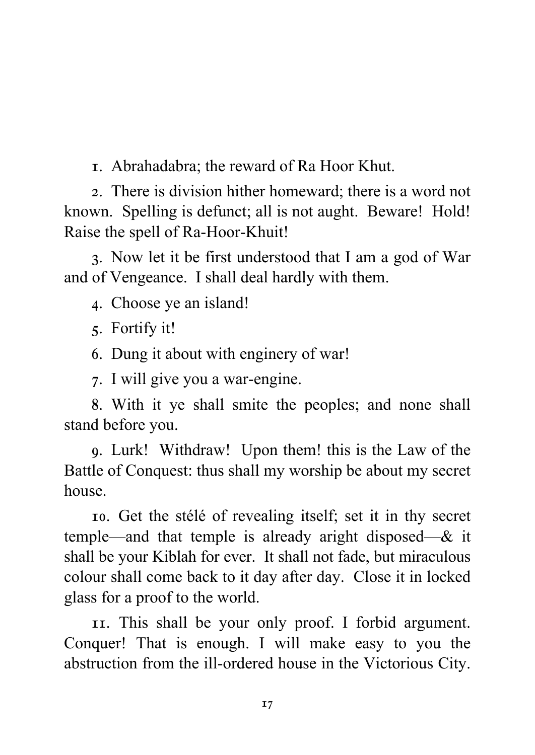1. Abrahadabra; the reward of Ra Hoor Khut.

2. There is division hither homeward; there is a word not known. Spelling is defunct; all is not aught. Beware! Hold! Raise the spell of Ra-Hoor-Khuit!

3. Now let it be first understood that I am a god of War and of Vengeance. I shall deal hardly with them.

4. Choose ye an island!

5. Fortify it!

6. Dung it about with enginery of war!

7. I will give you a war-engine.

8. With it ye shall smite the peoples; and none shall stand before you.

9. Lurk! Withdraw! Upon them! this is the Law of the Battle of Conquest: thus shall my worship be about my secret house.

10. Get the stélé of revealing itself; set it in thy secret temple—and that temple is already aright disposed—& it shall be your Kiblah for ever. It shall not fade, but miraculous colour shall come back to it day after day. Close it in locked glass for a proof to the world.

11. This shall be your only proof. I forbid argument. Conquer! That is enough. I will make easy to you the abstruction from the ill-ordered house in the Victorious City.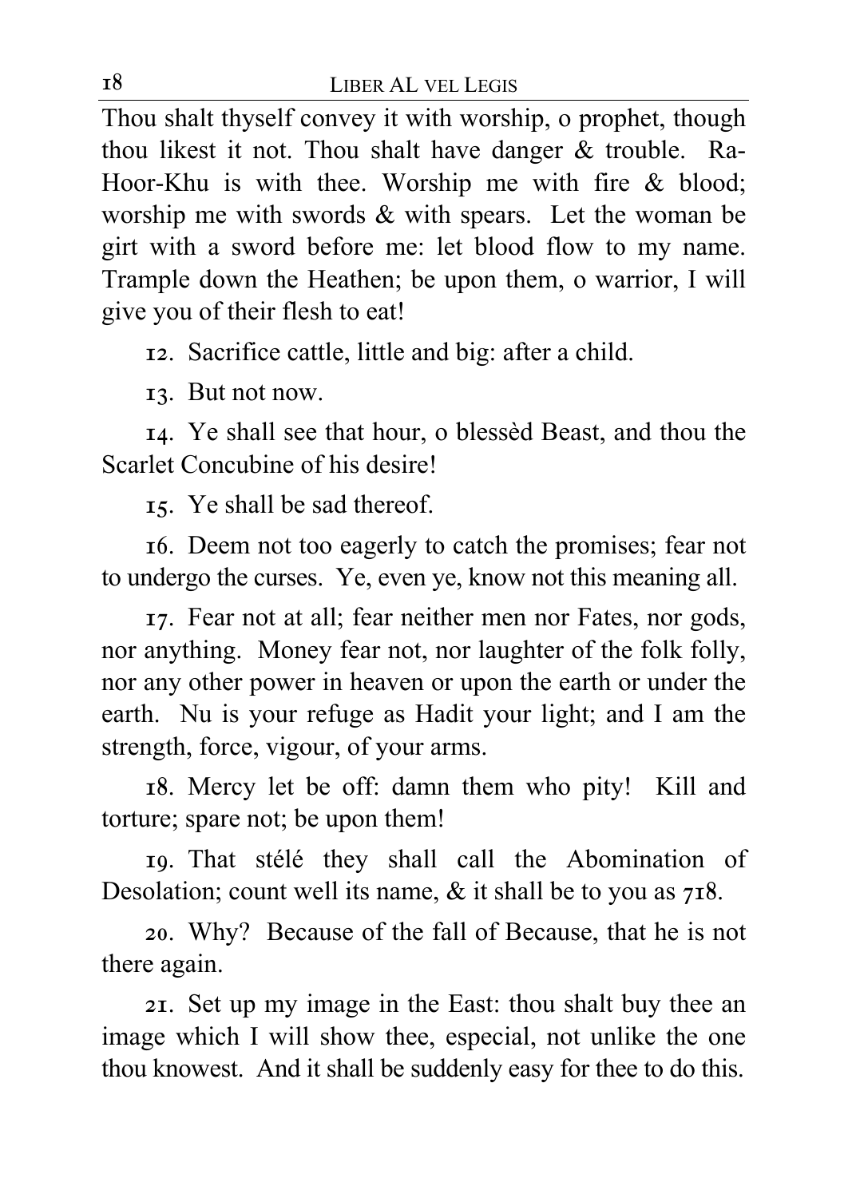Thou shalt thyself convey it with worship, o prophet, though thou likest it not. Thou shalt have danger & trouble. Ra-Hoor-Khu is with thee. Worship me with fire & blood; worship me with swords & with spears. Let the woman be girt with a sword before me: let blood flow to my name. Trample down the Heathen; be upon them, o warrior, I will give you of their flesh to eat!

12. Sacrifice cattle, little and big: after a child.

13. But not now.

14. Ye shall see that hour, o blessèd Beast, and thou the Scarlet Concubine of his desire!

15. Ye shall be sad thereof.

16. Deem not too eagerly to catch the promises; fear not to undergo the curses. Ye, even ye, know not this meaning all.

17. Fear not at all; fear neither men nor Fates, nor gods, nor anything. Money fear not, nor laughter of the folk folly, nor any other power in heaven or upon the earth or under the earth. Nu is your refuge as Hadit your light; and I am the strength, force, vigour, of your arms.

18. Mercy let be off: damn them who pity! Kill and torture; spare not; be upon them!

19. That stélé they shall call the Abomination of Desolation; count well its name, & it shall be to you as 718.

20. Why? Because of the fall of Because, that he is not there again.

21. Set up my image in the East: thou shalt buy thee an image which I will show thee, especial, not unlike the one thou knowest. And it shall be suddenly easy for thee to do this.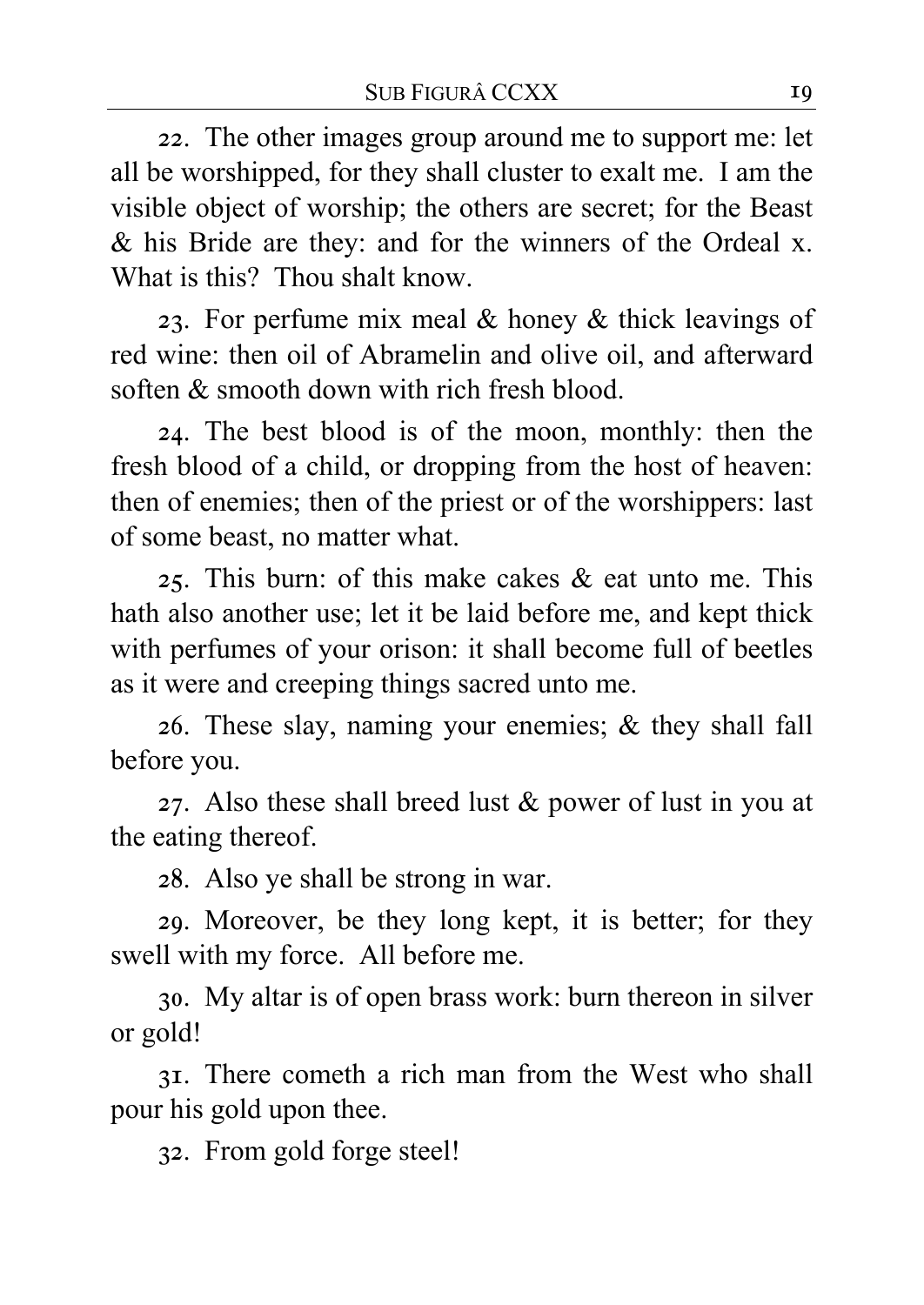22. The other images group around me to support me: let all be worshipped, for they shall cluster to exalt me. I am the visible object of worship; the others are secret; for the Beast & his Bride are they: and for the winners of the Ordeal x. What is this? Thou shalt know.

23. For perfume mix meal & honey & thick leavings of red wine: then oil of Abramelin and olive oil, and afterward soften & smooth down with rich fresh blood.

24. The best blood is of the moon, monthly: then the fresh blood of a child, or dropping from the host of heaven: then of enemies; then of the priest or of the worshippers: last of some beast, no matter what.

25. This burn: of this make cakes & eat unto me. This hath also another use; let it be laid before me, and kept thick with perfumes of your orison: it shall become full of beetles as it were and creeping things sacred unto me.

26. These slay, naming your enemies; & they shall fall before you.

27. Also these shall breed lust & power of lust in you at the eating thereof.

28. Also ye shall be strong in war.

29. Moreover, be they long kept, it is better; for they swell with my force. All before me.

30. My altar is of open brass work: burn thereon in silver or gold!

31. There cometh a rich man from the West who shall pour his gold upon thee.

32. From gold forge steel!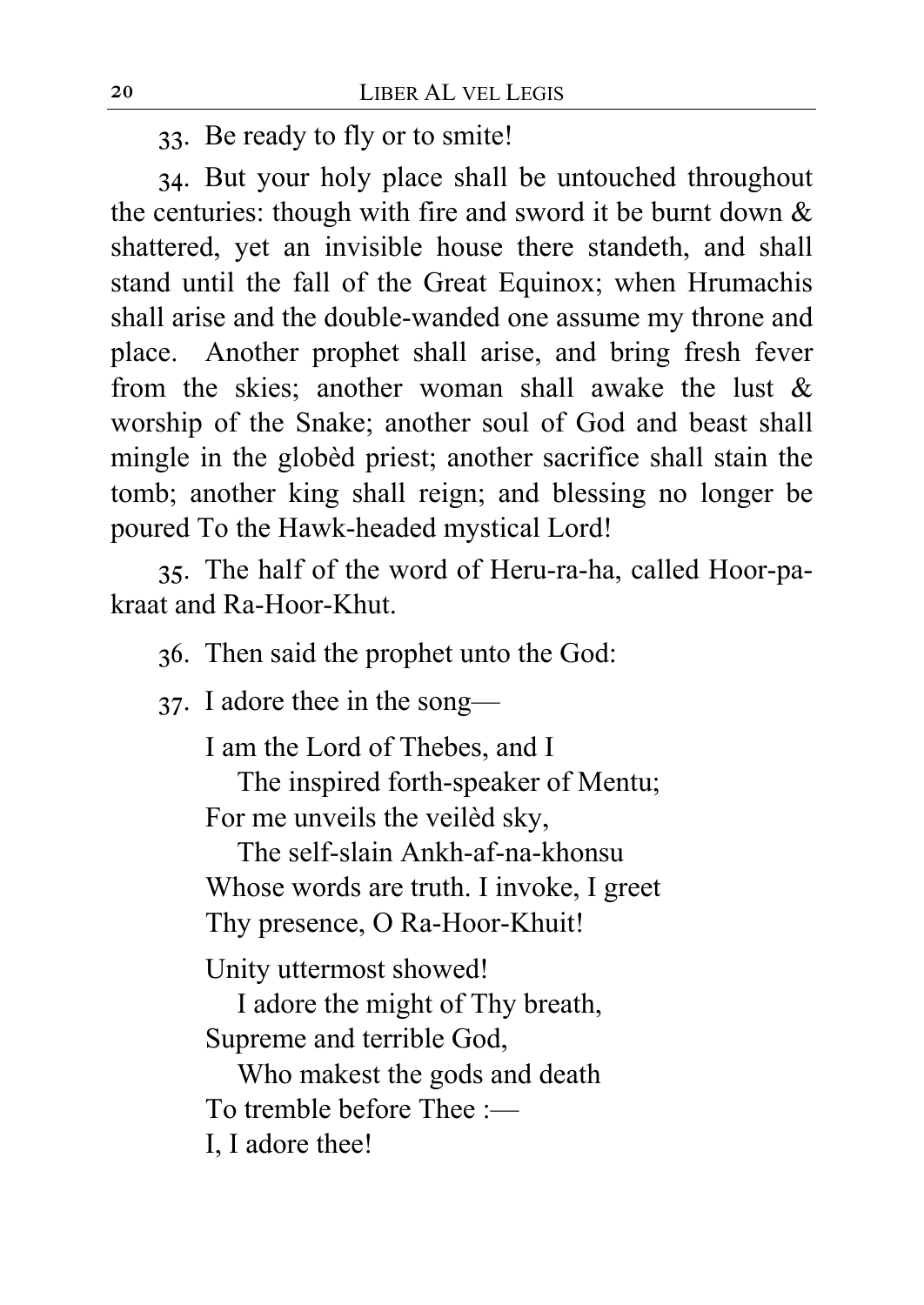33. Be ready to fly or to smite!

34. But your holy place shall be untouched throughout the centuries: though with fire and sword it be burnt down & shattered, yet an invisible house there standeth, and shall stand until the fall of the Great Equinox; when Hrumachis shall arise and the double-wanded one assume my throne and place. Another prophet shall arise, and bring fresh fever from the skies; another woman shall awake the lust & worship of the Snake; another soul of God and beast shall mingle in the globèd priest; another sacrifice shall stain the tomb; another king shall reign; and blessing no longer be poured To the Hawk-headed mystical Lord!

35. The half of the word of Heru-ra-ha, called Hoor-pa-kraat and Ra-Hoor-Khut.

36. Then said the prophet unto the God:

37. I adore thee in the song—

I am the Lord of Thebes, and I  
  The inspired forth-speaker of Mentu;  
For me unveils the veilèd sky,  
  The self-slain Ankh-af-na-khonsu  
Whose words are truth. I invoke, I greet  
Thy presence, O Ra-Hoor-Khuit!

Unity uttermost showed!  
  I adore the might of Thy breath,  
Supreme and terrible God,  
  Who makest the gods and death  
To tremble before Thee :—  
I, I adore thee!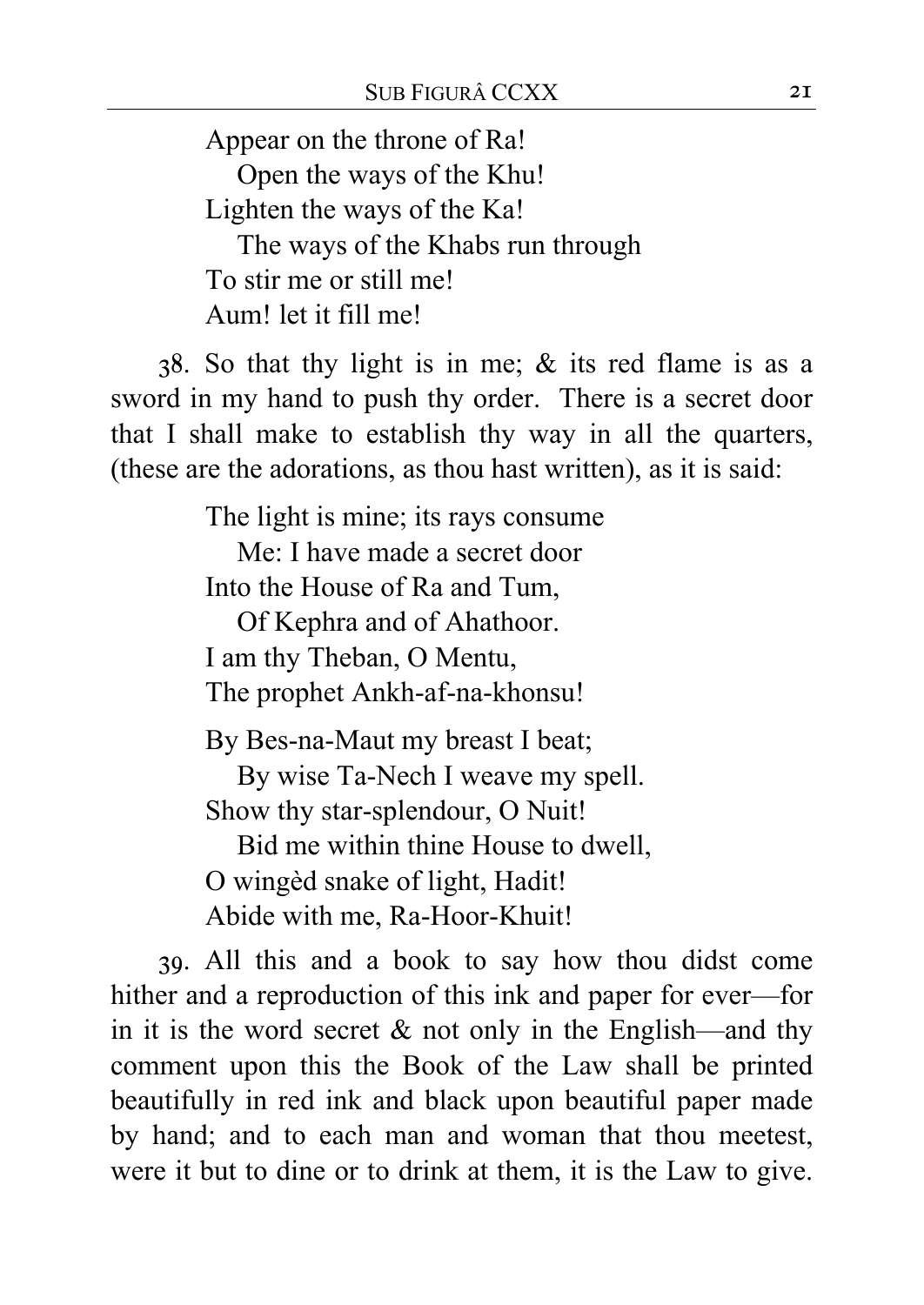Appear on the throne of Ra!  
   Open the ways of the Khu!  
Lighten the ways of the Ka!  
   The ways of the Khabs run through  
To stir me or still me!  
Aum! let it fill me!

38. So that thy light is in me; & its red flame is as a sword in my hand to push thy order. There is a secret door that I shall make to establish thy way in all the quarters, (these are the adorations, as thou hast written), as it is said:

The light is mine; its rays consume  
   Me: I have made a secret door  
Into the House of Ra and Tum,  
   Of Kephra and of Ahathoor.  
I am thy Theban, O Mentu,  
The prophet Ankh-af-na-khonsu!

By Bes-na-Maut my breast I beat;  
   By wise Ta-Nech I weave my spell.  
Show thy star-splendour, O Nuit!  
   Bid me within thine House to dwell,  
O wingèd snake of light, Hadit!  
Abide with me, Ra-Hoor-Khuit!

39. All this and a book to say how thou didst come hither and a reproduction of this ink and paper for ever—for in it is the word secret & not only in the English—and thy comment upon this the Book of the Law shall be printed beautifully in red ink and black upon beautiful paper made by hand; and to each man and woman that thou meetest, were it but to dine or to drink at them, it is the Law to give.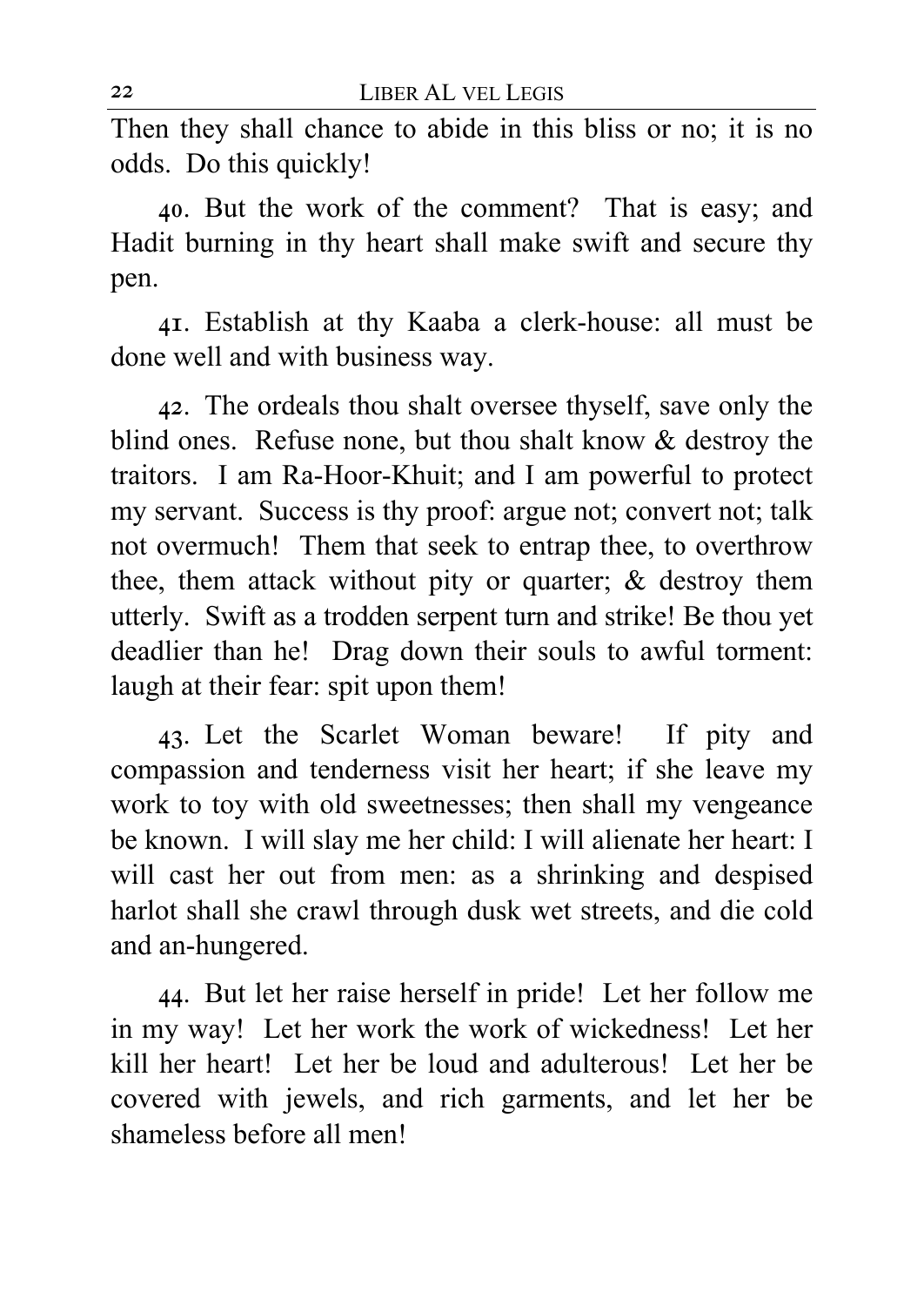Then they shall chance to abide in this bliss or no; it is no odds. Do this quickly!

40. But the work of the comment? That is easy; and Hadit burning in thy heart shall make swift and secure thy pen.

41. Establish at thy Kaaba a clerk-house: all must be done well and with business way.

42. The ordeals thou shalt oversee thyself, save only the blind ones. Refuse none, but thou shalt know & destroy the traitors. I am Ra-Hoor-Khuit; and I am powerful to protect my servant. Success is thy proof: argue not; convert not; talk not overmuch! Them that seek to entrap thee, to overthrow thee, them attack without pity or quarter; & destroy them utterly. Swift as a trodden serpent turn and strike! Be thou yet deadlier than he! Drag down their souls to awful torment: laugh at their fear: spit upon them!

43. Let the Scarlet Woman beware! If pity and compassion and tenderness visit her heart; if she leave my work to toy with old sweetnesses; then shall my vengeance be known. I will slay me her child: I will alienate her heart: I will cast her out from men: as a shrinking and despised harlot shall she crawl through dusk wet streets, and die cold and an-hungered.

44. But let her raise herself in pride! Let her follow me in my way! Let her work the work of wickedness! Let her kill her heart! Let her be loud and adulterous! Let her be covered with jewels, and rich garments, and let her be shameless before all men!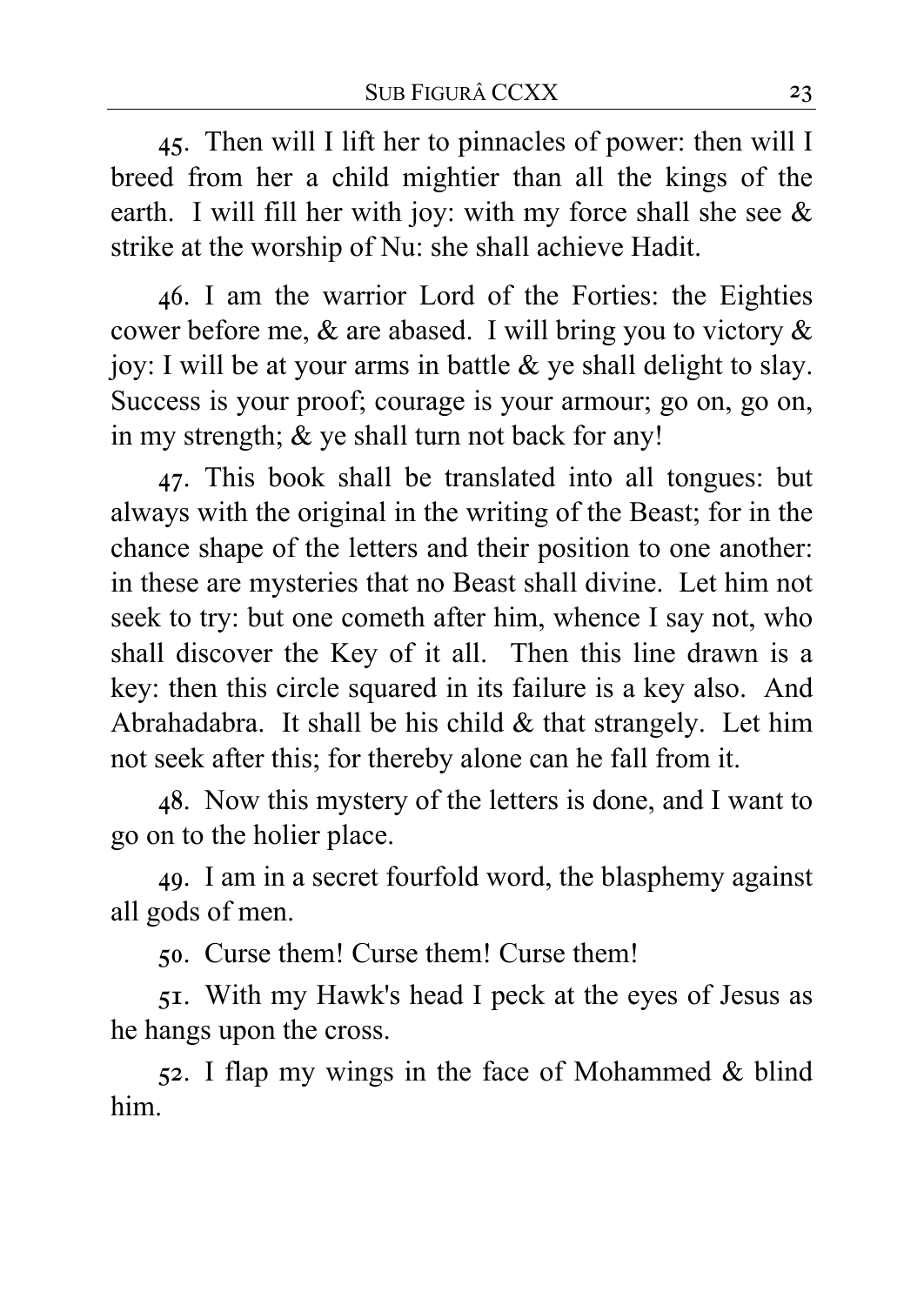45. Then will I lift her to pinnacles of power: then will I breed from her a child mightier than all the kings of the earth. I will fill her with joy: with my force shall she see & strike at the worship of Nu: she shall achieve Hadit.

46. I am the warrior Lord of the Forties: the Eighties cower before me, & are abased. I will bring you to victory & joy: I will be at your arms in battle & ye shall delight to slay. Success is your proof; courage is your armour; go on, go on, in my strength; & ye shall turn not back for any!

47. This book shall be translated into all tongues: but always with the original in the writing of the Beast; for in the chance shape of the letters and their position to one another: in these are mysteries that no Beast shall divine. Let him not seek to try: but one cometh after him, whence I say not, who shall discover the Key of it all. Then this line drawn is a key: then this circle squared in its failure is a key also. And Abrahadabra. It shall be his child & that strangely. Let him not seek after this; for thereby alone can he fall from it.

48. Now this mystery of the letters is done, and I want to go on to the holier place.

49. I am in a secret fourfold word, the blasphemy against all gods of men.

50. Curse them! Curse them! Curse them!

51. With my Hawk's head I peck at the eyes of Jesus as he hangs upon the cross.

52. I flap my wings in the face of Mohammed & blind him.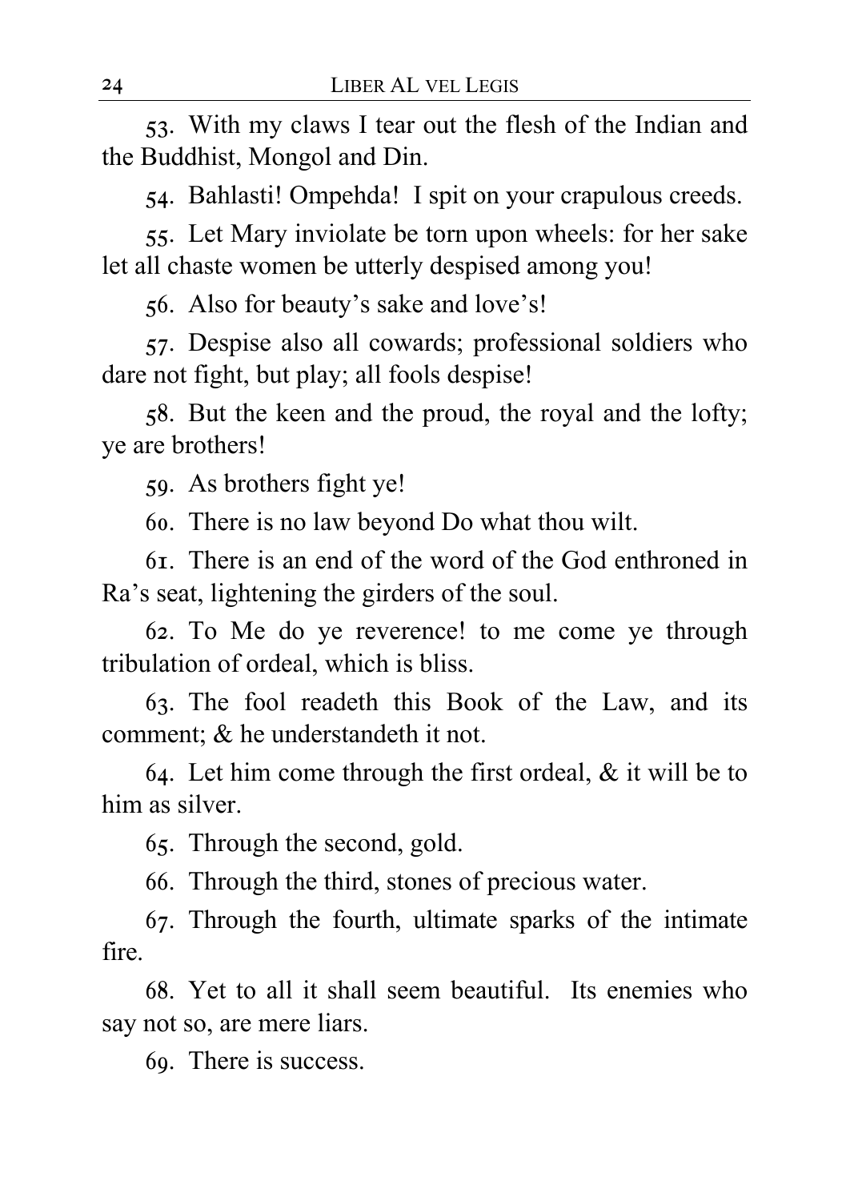53. With my claws I tear out the flesh of the Indian and the Buddhist, Mongol and Din.

54. Bahlasti! Ompehda! I spit on your crapulous creeds.

55. Let Mary inviolate be torn upon wheels: for her sake let all chaste women be utterly despised among you!

56. Also for beauty's sake and love's!

57. Despise also all cowards; professional soldiers who dare not fight, but play; all fools despise!

58. But the keen and the proud, the royal and the lofty; ye are brothers!

59. As brothers fight ye!

60. There is no law beyond Do what thou wilt.

61. There is an end of the word of the God enthroned in Ra's seat, lightening the girders of the soul.

62. To Me do ye reverence! to me come ye through tribulation of ordeal, which is bliss.

63. The fool readeth this Book of the Law, and its comment; & he understandeth it not.

64. Let him come through the first ordeal, & it will be to him as silver.

65. Through the second, gold.

66. Through the third, stones of precious water.

67. Through the fourth, ultimate sparks of the intimate fire.

68. Yet to all it shall seem beautiful. Its enemies who say not so, are mere liars.

69. There is success.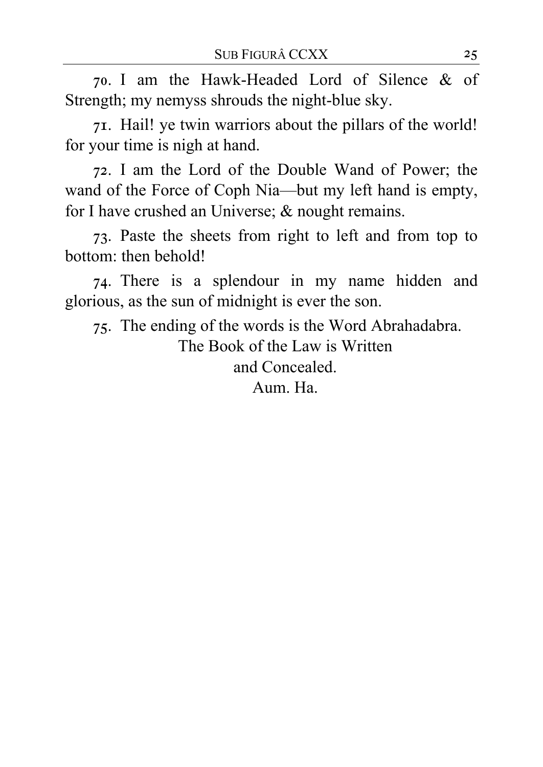70. I am the Hawk-Headed Lord of Silence & of Strength; my nemyss shrouds the night-blue sky.

71. Hail! ye twin warriors about the pillars of the world! for your time is nigh at hand.

72. I am the Lord of the Double Wand of Power; the wand of the Force of Coph Nia—but my left hand is empty, for I have crushed an Universe; & nought remains.

73. Paste the sheets from right to left and from top to bottom: then behold!

74. There is a splendour in my name hidden and glorious, as the sun of midnight is ever the son.

75. The ending of the words is the Word Abrahadabra.

The Book of the Law is Written
and Concealed.
Aum. Ha.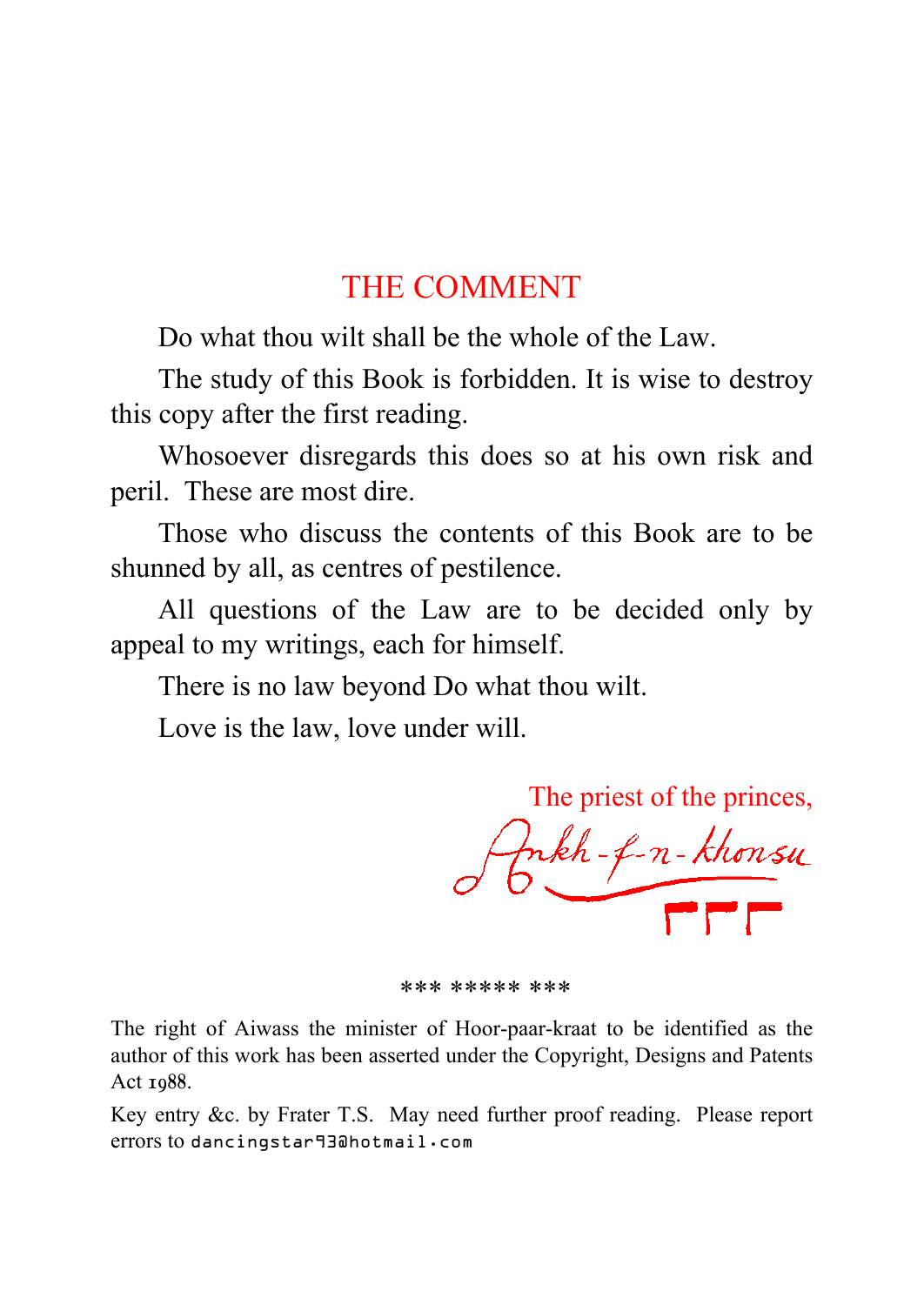# THE COMMENT

Do what thou wilt shall be the whole of the Law.

The study of this Book is forbidden. It is wise to destroy this copy after the first reading.

Whosoever disregards this does so at his own risk and peril. These are most dire.

Those who discuss the contents of this Book are to be shunned by all, as centres of pestilence.

All questions of the Law are to be decided only by appeal to my writings, each for himself.

There is no law beyond Do what thou wilt.

Love is the law, love under will.

The priest of the princes,

Ankh-f-n-khonsu

*** ***** ***

The right of Aiwass the minister of Hoor-paar-kraat to be identified as the author of this work has been asserted under the Copyright, Designs and Patents Act 1988.

Key entry &c. by Frater T.S. May need further proof reading. Please report errors to dancingstar93@hotmail.com